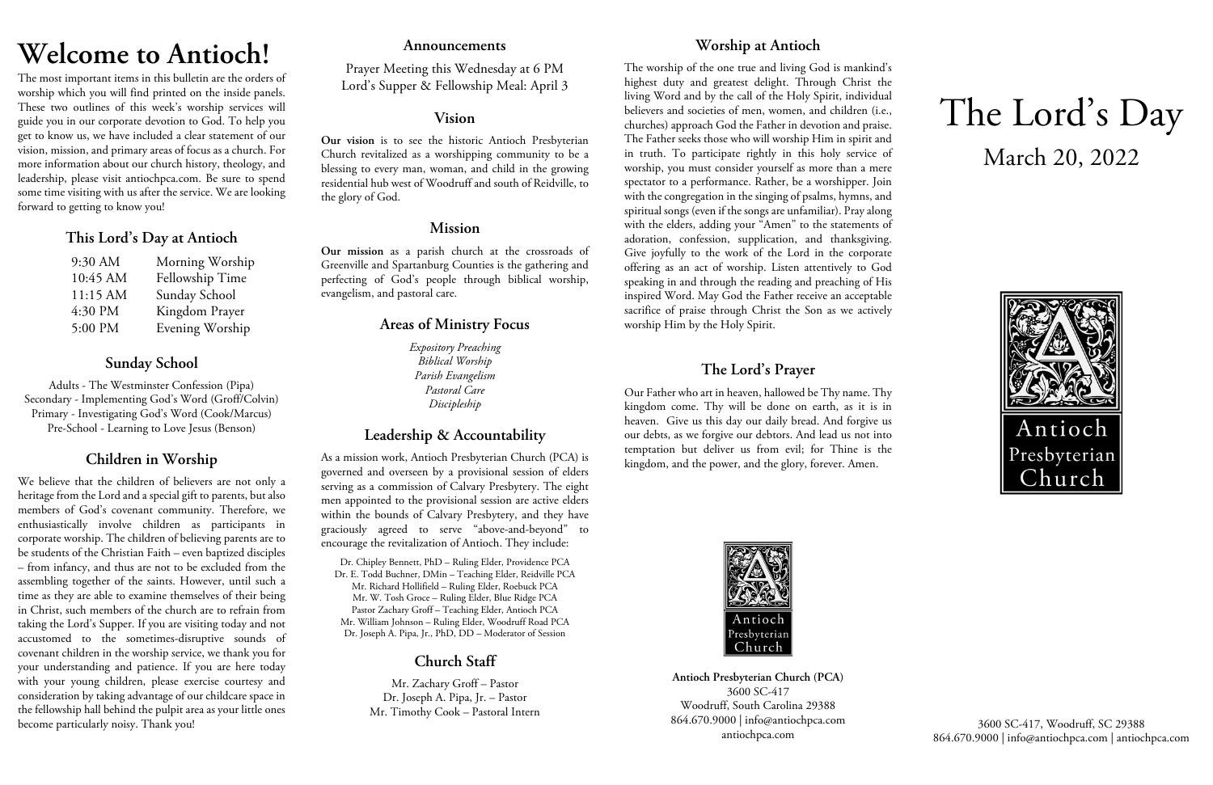# Welcome to Antioch!

The most important items in this bulletin are the orders of worship which you will find printed on the inside panels. These two outlines of this week's worship services will guide you in our corporate devotion to God. To help you get to know us, we have included a clear statement of our vision, mission, and primary areas of focus as a church. For more information about our church history, theology, and leadership, please visit antiochpca.com. Be sure to spend some time visiting with us after the service. We are looking forward to getting to know you!

## This Lord's Day at Antioch

| | |
|---|---|
| 9:30 AM | Morning Worship |
| 10:45 AM | Fellowship Time |
| 11:15 AM | Sunday School |
| 4:30 PM | Kingdom Prayer |
| 5:00 PM | Evening Worship |

## Sunday School

Adults - The Westminster Confession (Pipa)
Secondary - Implementing God's Word (Groff/Colvin)
Primary - Investigating God's Word (Cook/Marcus)
Pre-School - Learning to Love Jesus (Benson)

## Children in Worship

We believe that the children of believers are not only a heritage from the Lord and a special gift to parents, but also members of God's covenant community. Therefore, we enthusiastically involve children as participants in corporate worship. The children of believing parents are to be students of the Christian Faith – even baptized disciples – from infancy, and thus are not to be excluded from the assembling together of the saints. However, until such a time as they are able to examine themselves of their being in Christ, such members of the church are to refrain from taking the Lord's Supper. If you are visiting today and not accustomed to the sometimes-disruptive sounds of covenant children in the worship service, we thank you for your understanding and patience. If you are here today with your young children, please exercise courtesy and consideration by taking advantage of our childcare space in the fellowship hall behind the pulpit area as your little ones become particularly noisy. Thank you!

## Announcements

Prayer Meeting this Wednesday at 6 PM
Lord's Supper & Fellowship Meal: April 3

## Vision

**Our vision** is to see the historic Antioch Presbyterian Church revitalized as a worshipping community to be a blessing to every man, woman, and child in the growing residential hub west of Woodruff and south of Reidville, to the glory of God.

## Mission

**Our mission** as a parish church at the crossroads of Greenville and Spartanburg Counties is the gathering and perfecting of God's people through biblical worship, evangelism, and pastoral care.

## Areas of Ministry Focus

*Expository Preaching*
*Biblical Worship*
*Parish Evangelism*
*Pastoral Care*
*Discipleship*

## Leadership & Accountability

As a mission work, Antioch Presbyterian Church (PCA) is governed and overseen by a provisional session of elders serving as a commission of Calvary Presbytery. The eight men appointed to the provisional session are active elders within the bounds of Calvary Presbytery, and they have graciously agreed to serve "above-and-beyond" to encourage the revitalization of Antioch. They include:

Dr. Chipley Bennett, PhD – Ruling Elder, Providence PCA
Dr. E. Todd Buchner, DMin – Teaching Elder, Reidville PCA
Mr. Richard Hollifield – Ruling Elder, Roebuck PCA
Mr. W. Tosh Groce – Ruling Elder, Blue Ridge PCA
Pastor Zachary Groff – Teaching Elder, Antioch PCA
Mr. William Johnson – Ruling Elder, Woodruff Road PCA
Dr. Joseph A. Pipa, Jr., PhD, DD – Moderator of Session

## Church Staff

Mr. Zachary Groff – Pastor
Dr. Joseph A. Pipa, Jr. – Pastor
Mr. Timothy Cook – Pastoral Intern

## Worship at Antioch

The worship of the one true and living God is mankind's highest duty and greatest delight. Through Christ the living Word and by the call of the Holy Spirit, individual believers and societies of men, women, and children (i.e., churches) approach God the Father in devotion and praise. The Father seeks those who will worship Him in spirit and in truth. To participate rightly in this holy service of worship, you must consider yourself as more than a mere spectator to a performance. Rather, be a worshipper. Join with the congregation in the singing of psalms, hymns, and spiritual songs (even if the songs are unfamiliar). Pray along with the elders, adding your "Amen" to the statements of adoration, confession, supplication, and thanksgiving. Give joyfully to the work of the Lord in the corporate offering as an act of worship. Listen attentively to God speaking in and through the reading and preaching of His inspired Word. May God the Father receive an acceptable sacrifice of praise through Christ the Son as we actively worship Him by the Holy Spirit.

## The Lord's Prayer

Our Father who art in heaven, hallowed be Thy name. Thy kingdom come. Thy will be done on earth, as it is in heaven. Give us this day our daily bread. And forgive us our debts, as we forgive our debtors. And lead us not into temptation but deliver us from evil; for Thine is the kingdom, and the power, and the glory, forever. Amen.

Antioch Presbyterian Church

**Antioch Presbyterian Church (PCA)**
3600 SC-417
Woodruff, South Carolina 29388
864.670.9000 | info@antiochpca.com
antiochpca.com

# The Lord's Day

March 20, 2022

Antioch Presbyterian Church

3600 SC-417, Woodruff, SC 29388
864.670.9000 | info@antiochpca.com | antiochpca.com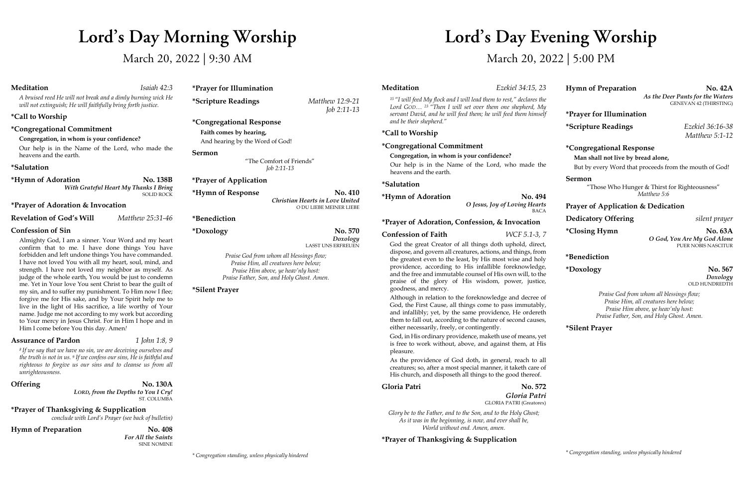# Lord's Day Morning Worship

March 20, 2022 | 9:30 AM

**Meditation** *Isaiah 42:3*

*A bruised reed He will not break and a dimly burning wick He will not extinguish; He will faithfully bring forth justice.*

**\*Call to Worship**

**\*Congregational Commitment**

**Congregation, in whom is your confidence?**

Our help is in the Name of the Lord, who made the heavens and the earth.

**\*Salutation**

**\*Hymn of Adoration** **No. 138B**
*With Grateful Heart My Thanks I Bring*
SOLID ROCK

**\*Prayer of Adoration & Invocation**

**Revelation of God's Will** *Matthew 25:31-46*

**Confession of Sin**

Almighty God, I am a sinner. Your Word and my heart confirm that to me. I have done things You have forbidden and left undone things You have commanded. I have not loved You with all my heart, soul, mind, and strength. I have not loved my neighbor as myself. As judge of the whole earth, You would be just to condemn me. Yet in Your love You sent Christ to bear the guilt of my sin, and to suffer my punishment. To Him now I flee; forgive me for His sake, and by Your Spirit help me to live in the light of His sacrifice, a life worthy of Your name. Judge me not according to my work but according to Your mercy in Jesus Christ. For in Him I hope and in Him I come before You this day. Amen*!*

**Assurance of Pardon** *1 John 1:8, 9*

*[8] If we say that we have no sin, we are deceiving ourselves and the truth is not in us. [9] If we confess our sins, He is faithful and righteous to forgive us our sins and to cleanse us from all unrighteousness.*

**Offering** **No. 130A**
*LORD, from the Depths to You I Cry!*
ST. COLUMBA

**\*Prayer of Thanksgiving & Supplication**
*conclude with Lord's Prayer (see back of bulletin)*

**Hymn of Preparation** **No. 408**
*For All the Saints*
SINE NOMINE

**\*Prayer for Illumination**

**\*Scripture Readings** *Matthew 12:9-21*
*Job 2:11-13*

**\*Congregational Response**

**Faith comes by hearing,**

And hearing by the Word of God!

**Sermon**

"The Comfort of Friends"
*Job 2:11-13*

**\*Prayer of Application**

**\*Hymn of Response** **No. 410**
*Christian Hearts in Love United*
O DU LIEBE MEINER LIEBE

**\*Benediction**

**\*Doxology** **No. 570**
*Doxology*
LASST UNS ERFREUEN

*Praise God from whom all blessings flow;*
*Praise Him, all creatures here below;*
*Praise Him above, ye heav'nly host:*
*Praise Father, Son, and Holy Ghost. Amen.*

**\*Silent Prayer**

*\* Congregation standing, unless physically hindered*

# Lord's Day Evening Worship

March 20, 2022 | 5:00 PM

**Meditation** *Ezekiel 34:15, 23*

*[15] "I will feed My flock and I will lead them to rest," declares the Lord GOD… [23] "Then I will set over them one shepherd, My servant David, and he will feed them; he will feed them himself and be their shepherd."*

**\*Call to Worship**

**\*Congregational Commitment**

**Congregation, in whom is your confidence?**

Our help is in the Name of the Lord, who made the heavens and the earth.

**\*Salutation**

**\*Hymn of Adoration** **No. 494**
*O Jesus, Joy of Loving Hearts*
BACA

**\*Prayer of Adoration, Confession, & Invocation**

**Confession of Faith** *WCF 5.1-3, 7*

God the great Creator of all things doth uphold, direct, dispose, and govern all creatures, actions, and things, from the greatest even to the least, by His most wise and holy providence, according to His infallible foreknowledge, and the free and immutable counsel of His own will, to the praise of the glory of His wisdom, power, justice, goodness, and mercy.

Although in relation to the foreknowledge and decree of God, the First Cause, all things come to pass immutably, and infallibly; yet, by the same providence, He ordereth them to fall out, according to the nature of second causes, either necessarily, freely, or contingently.

God, in His ordinary providence, maketh use of means, yet is free to work without, above, and against them, at His pleasure.

As the providence of God doth, in general, reach to all creatures; so, after a most special manner, it taketh care of His church, and disposeth all things to the good thereof.

**Gloria Patri** **No. 572**
*Gloria Patri*
GLORIA PATRI (Greatorex)

*Glory be to the Father, and to the Son, and to the Holy Ghost;*
*As it was in the beginning, is now, and ever shall be,*
*World without end. Amen, amen.*

**\*Prayer of Thanksgiving & Supplication**

**Hymn of Preparation** **No. 42A**
*As the Deer Pants for the Waters*
GENEVAN 42 (THIRSTING)

**\*Prayer for Illumination**

**\*Scripture Readings** *Ezekiel 36:16-38*
*Matthew 5:1-12*

**\*Congregational Response**

**Man shall not live by bread alone,**

But by every Word that proceeds from the mouth of God!

**Sermon**

"Those Who Hunger & Thirst for Righteousness"
*Matthew 5:6*

**Prayer of Application & Dedication**

**Dedicatory Offering** *silent prayer*

**\*Closing Hymn** **No. 63A**
*O God, You Are My God Alone*
PUER NOBIS NASCITUR

**\*Benediction**

**\*Doxology** **No. 567**
*Doxology*
OLD HUNDREDTH

*Praise God from whom all blessings flow;*
*Praise Him, all creatures here below;*
*Praise Him above, ye heav'nly host:*
*Praise Father, Son, and Holy Ghost. Amen.*

**\*Silent Prayer**

*\* Congregation standing, unless physically hindered*